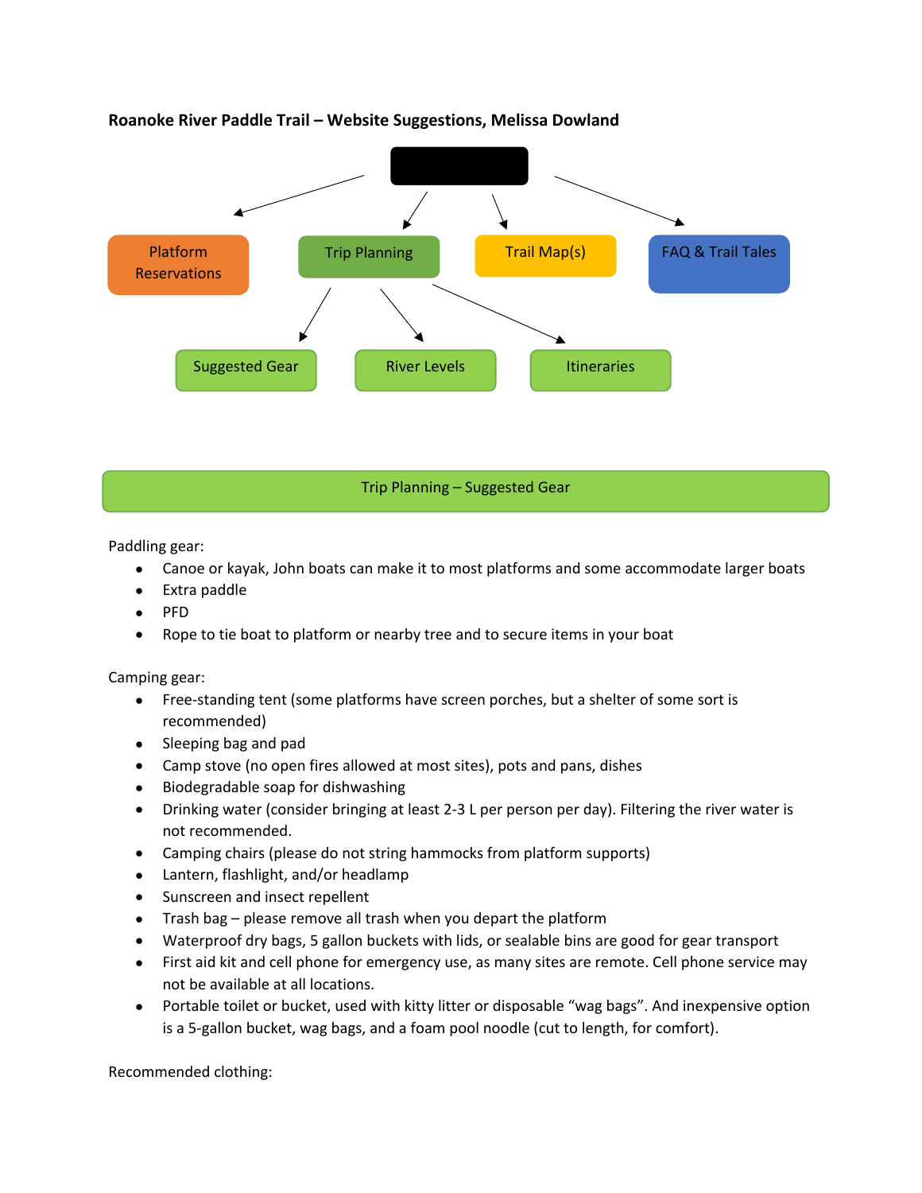**Roanoke River Paddle Trail – Website Suggestions, Melissa Dowland**

- Platform Reservations
- Trip Planning
  - Suggested Gear
  - River Levels
  - Itineraries
- Trail Map(s)
- FAQ & Trail Tales

## Trip Planning – Suggested Gear

Paddling gear:

- Canoe or kayak, John boats can make it to most platforms and some accommodate larger boats
- Extra paddle
- PFD
- Rope to tie boat to platform or nearby tree and to secure items in your boat

Camping gear:

- Free-standing tent (some platforms have screen porches, but a shelter of some sort is recommended)
- Sleeping bag and pad
- Camp stove (no open fires allowed at most sites), pots and pans, dishes
- Biodegradable soap for dishwashing
- Drinking water (consider bringing at least 2-3 L per person per day). Filtering the river water is not recommended.
- Camping chairs (please do not string hammocks from platform supports)
- Lantern, flashlight, and/or headlamp
- Sunscreen and insect repellent
- Trash bag – please remove all trash when you depart the platform
- Waterproof dry bags, 5 gallon buckets with lids, or sealable bins are good for gear transport
- First aid kit and cell phone for emergency use, as many sites are remote. Cell phone service may not be available at all locations.
- Portable toilet or bucket, used with kitty litter or disposable "wag bags". And inexpensive option is a 5-gallon bucket, wag bags, and a foam pool noodle (cut to length, for comfort).

Recommended clothing: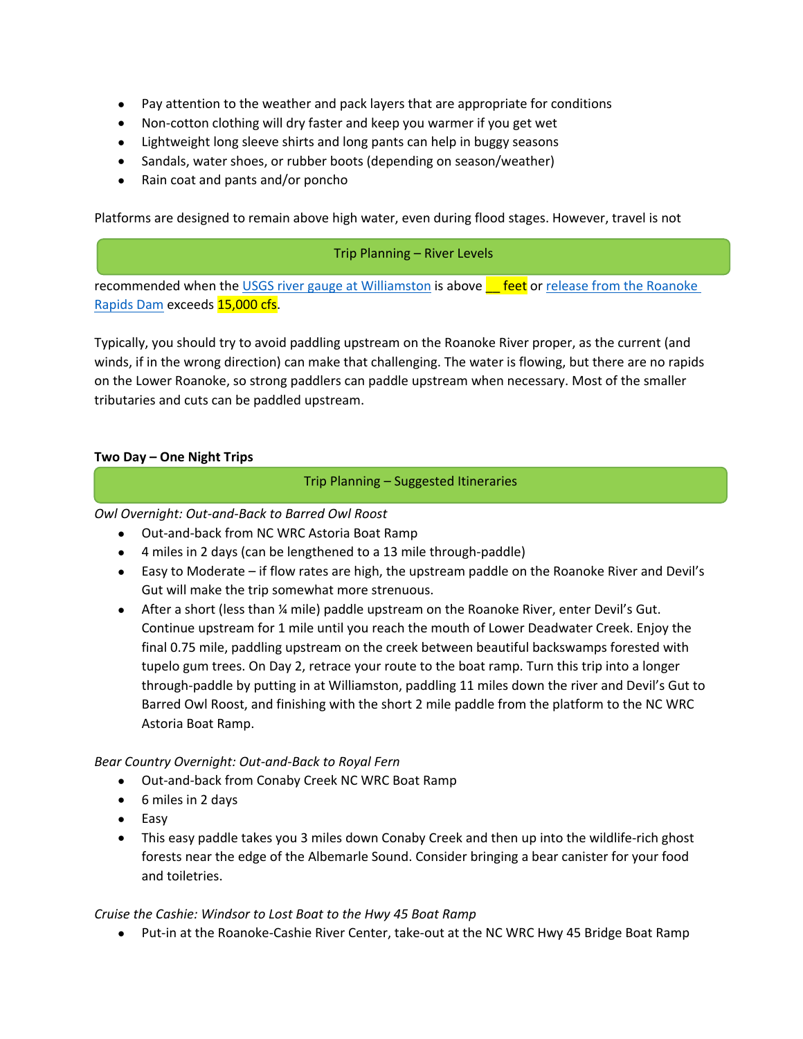- Pay attention to the weather and pack layers that are appropriate for conditions
- Non-cotton clothing will dry faster and keep you warmer if you get wet
- Lightweight long sleeve shirts and long pants can help in buggy seasons
- Sandals, water shoes, or rubber boots (depending on season/weather)
- Rain coat and pants and/or poncho

Platforms are designed to remain above high water, even during flood stages. However, travel is not

**Trip Planning – River Levels**

recommended when the USGS river gauge at Williamston is above __ feet or release from the Roanoke Rapids Dam exceeds 15,000 cfs.

Typically, you should try to avoid paddling upstream on the Roanoke River proper, as the current (and winds, if in the wrong direction) can make that challenging. The water is flowing, but there are no rapids on the Lower Roanoke, so strong paddlers can paddle upstream when necessary. Most of the smaller tributaries and cuts can be paddled upstream.

**Two Day – One Night Trips**

**Trip Planning – Suggested Itineraries**

*Owl Overnight: Out-and-Back to Barred Owl Roost*

- Out-and-back from NC WRC Astoria Boat Ramp
- 4 miles in 2 days (can be lengthened to a 13 mile through-paddle)
- Easy to Moderate – if flow rates are high, the upstream paddle on the Roanoke River and Devil's Gut will make the trip somewhat more strenuous.
- After a short (less than ¼ mile) paddle upstream on the Roanoke River, enter Devil's Gut. Continue upstream for 1 mile until you reach the mouth of Lower Deadwater Creek. Enjoy the final 0.75 mile, paddling upstream on the creek between beautiful backswamps forested with tupelo gum trees. On Day 2, retrace your route to the boat ramp. Turn this trip into a longer through-paddle by putting in at Williamston, paddling 11 miles down the river and Devil's Gut to Barred Owl Roost, and finishing with the short 2 mile paddle from the platform to the NC WRC Astoria Boat Ramp.

*Bear Country Overnight: Out-and-Back to Royal Fern*

- Out-and-back from Conaby Creek NC WRC Boat Ramp
- 6 miles in 2 days
- Easy
- This easy paddle takes you 3 miles down Conaby Creek and then up into the wildlife-rich ghost forests near the edge of the Albemarle Sound. Consider bringing a bear canister for your food and toiletries.

*Cruise the Cashie: Windsor to Lost Boat to the Hwy 45 Boat Ramp*

- Put-in at the Roanoke-Cashie River Center, take-out at the NC WRC Hwy 45 Bridge Boat Ramp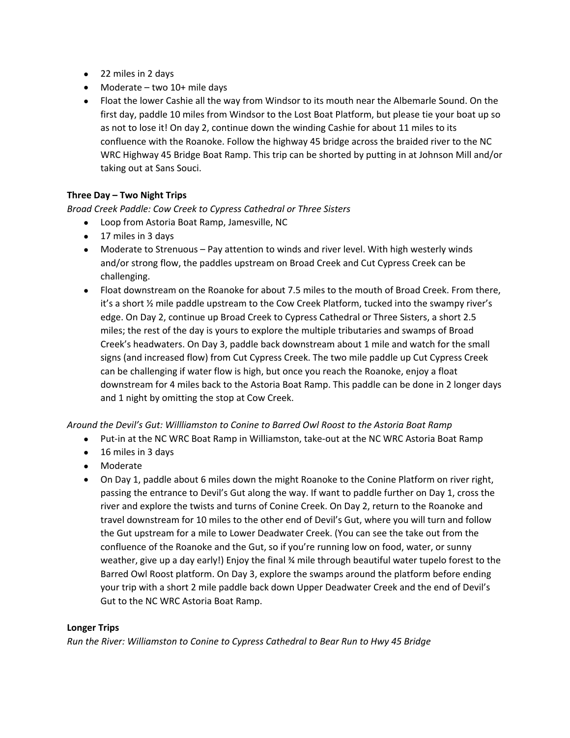- 22 miles in 2 days
- Moderate – two 10+ mile days
- Float the lower Cashie all the way from Windsor to its mouth near the Albemarle Sound. On the first day, paddle 10 miles from Windsor to the Lost Boat Platform, but please tie your boat up so as not to lose it! On day 2, continue down the winding Cashie for about 11 miles to its confluence with the Roanoke. Follow the highway 45 bridge across the braided river to the NC WRC Highway 45 Bridge Boat Ramp. This trip can be shorted by putting in at Johnson Mill and/or taking out at Sans Souci.

**Three Day – Two Night Trips**

*Broad Creek Paddle: Cow Creek to Cypress Cathedral or Three Sisters*

- Loop from Astoria Boat Ramp, Jamesville, NC
- 17 miles in 3 days
- Moderate to Strenuous – Pay attention to winds and river level. With high westerly winds and/or strong flow, the paddles upstream on Broad Creek and Cut Cypress Creek can be challenging.
- Float downstream on the Roanoke for about 7.5 miles to the mouth of Broad Creek. From there, it's a short ½ mile paddle upstream to the Cow Creek Platform, tucked into the swampy river's edge. On Day 2, continue up Broad Creek to Cypress Cathedral or Three Sisters, a short 2.5 miles; the rest of the day is yours to explore the multiple tributaries and swamps of Broad Creek's headwaters. On Day 3, paddle back downstream about 1 mile and watch for the small signs (and increased flow) from Cut Cypress Creek. The two mile paddle up Cut Cypress Creek can be challenging if water flow is high, but once you reach the Roanoke, enjoy a float downstream for 4 miles back to the Astoria Boat Ramp. This paddle can be done in 2 longer days and 1 night by omitting the stop at Cow Creek.

*Around the Devil's Gut: Willliamston to Conine to Barred Owl Roost to the Astoria Boat Ramp*

- Put-in at the NC WRC Boat Ramp in Williamston, take-out at the NC WRC Astoria Boat Ramp
- 16 miles in 3 days
- Moderate
- On Day 1, paddle about 6 miles down the might Roanoke to the Conine Platform on river right, passing the entrance to Devil's Gut along the way. If want to paddle further on Day 1, cross the river and explore the twists and turns of Conine Creek. On Day 2, return to the Roanoke and travel downstream for 10 miles to the other end of Devil's Gut, where you will turn and follow the Gut upstream for a mile to Lower Deadwater Creek. (You can see the take out from the confluence of the Roanoke and the Gut, so if you're running low on food, water, or sunny weather, give up a day early!) Enjoy the final ¾ mile through beautiful water tupelo forest to the Barred Owl Roost platform. On Day 3, explore the swamps around the platform before ending your trip with a short 2 mile paddle back down Upper Deadwater Creek and the end of Devil's Gut to the NC WRC Astoria Boat Ramp.

**Longer Trips**

*Run the River: Williamston to Conine to Cypress Cathedral to Bear Run to Hwy 45 Bridge*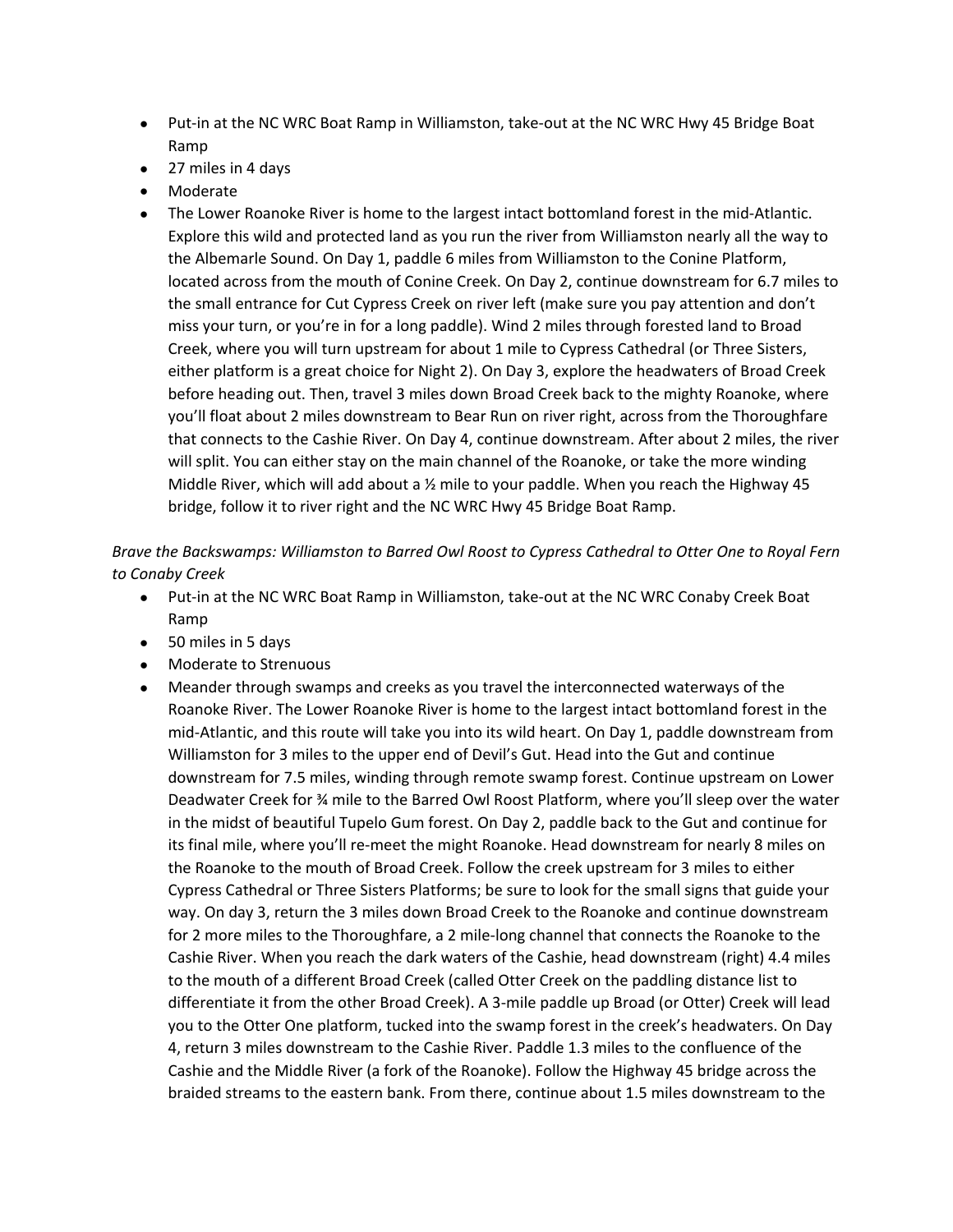- Put-in at the NC WRC Boat Ramp in Williamston, take-out at the NC WRC Hwy 45 Bridge Boat Ramp
- 27 miles in 4 days
- Moderate
- The Lower Roanoke River is home to the largest intact bottomland forest in the mid-Atlantic. Explore this wild and protected land as you run the river from Williamston nearly all the way to the Albemarle Sound. On Day 1, paddle 6 miles from Williamston to the Conine Platform, located across from the mouth of Conine Creek. On Day 2, continue downstream for 6.7 miles to the small entrance for Cut Cypress Creek on river left (make sure you pay attention and don't miss your turn, or you're in for a long paddle). Wind 2 miles through forested land to Broad Creek, where you will turn upstream for about 1 mile to Cypress Cathedral (or Three Sisters, either platform is a great choice for Night 2). On Day 3, explore the headwaters of Broad Creek before heading out. Then, travel 3 miles down Broad Creek back to the mighty Roanoke, where you'll float about 2 miles downstream to Bear Run on river right, across from the Thoroughfare that connects to the Cashie River. On Day 4, continue downstream. After about 2 miles, the river will split. You can either stay on the main channel of the Roanoke, or take the more winding Middle River, which will add about a ½ mile to your paddle. When you reach the Highway 45 bridge, follow it to river right and the NC WRC Hwy 45 Bridge Boat Ramp.

*Brave the Backswamps: Williamston to Barred Owl Roost to Cypress Cathedral to Otter One to Royal Fern to Conaby Creek*

- Put-in at the NC WRC Boat Ramp in Williamston, take-out at the NC WRC Conaby Creek Boat Ramp
- 50 miles in 5 days
- Moderate to Strenuous
- Meander through swamps and creeks as you travel the interconnected waterways of the Roanoke River. The Lower Roanoke River is home to the largest intact bottomland forest in the mid-Atlantic, and this route will take you into its wild heart. On Day 1, paddle downstream from Williamston for 3 miles to the upper end of Devil's Gut. Head into the Gut and continue downstream for 7.5 miles, winding through remote swamp forest. Continue upstream on Lower Deadwater Creek for ¾ mile to the Barred Owl Roost Platform, where you'll sleep over the water in the midst of beautiful Tupelo Gum forest. On Day 2, paddle back to the Gut and continue for its final mile, where you'll re-meet the might Roanoke. Head downstream for nearly 8 miles on the Roanoke to the mouth of Broad Creek. Follow the creek upstream for 3 miles to either Cypress Cathedral or Three Sisters Platforms; be sure to look for the small signs that guide your way. On day 3, return the 3 miles down Broad Creek to the Roanoke and continue downstream for 2 more miles to the Thoroughfare, a 2 mile-long channel that connects the Roanoke to the Cashie River. When you reach the dark waters of the Cashie, head downstream (right) 4.4 miles to the mouth of a different Broad Creek (called Otter Creek on the paddling distance list to differentiate it from the other Broad Creek). A 3-mile paddle up Broad (or Otter) Creek will lead you to the Otter One platform, tucked into the swamp forest in the creek's headwaters. On Day 4, return 3 miles downstream to the Cashie River. Paddle 1.3 miles to the confluence of the Cashie and the Middle River (a fork of the Roanoke). Follow the Highway 45 bridge across the braided streams to the eastern bank. From there, continue about 1.5 miles downstream to the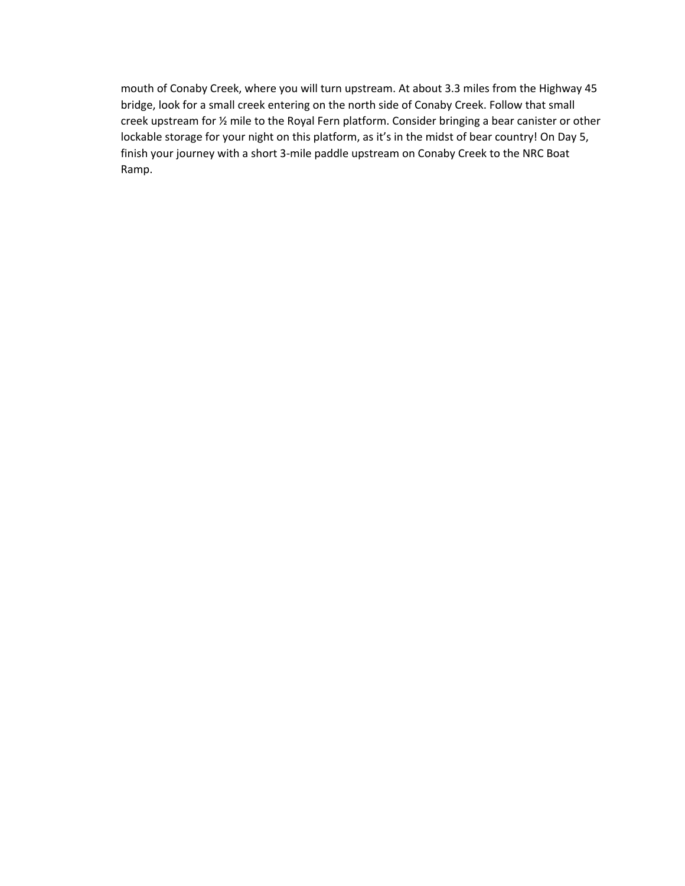mouth of Conaby Creek, where you will turn upstream. At about 3.3 miles from the Highway 45 bridge, look for a small creek entering on the north side of Conaby Creek. Follow that small creek upstream for ½ mile to the Royal Fern platform. Consider bringing a bear canister or other lockable storage for your night on this platform, as it's in the midst of bear country! On Day 5, finish your journey with a short 3-mile paddle upstream on Conaby Creek to the NRC Boat Ramp.